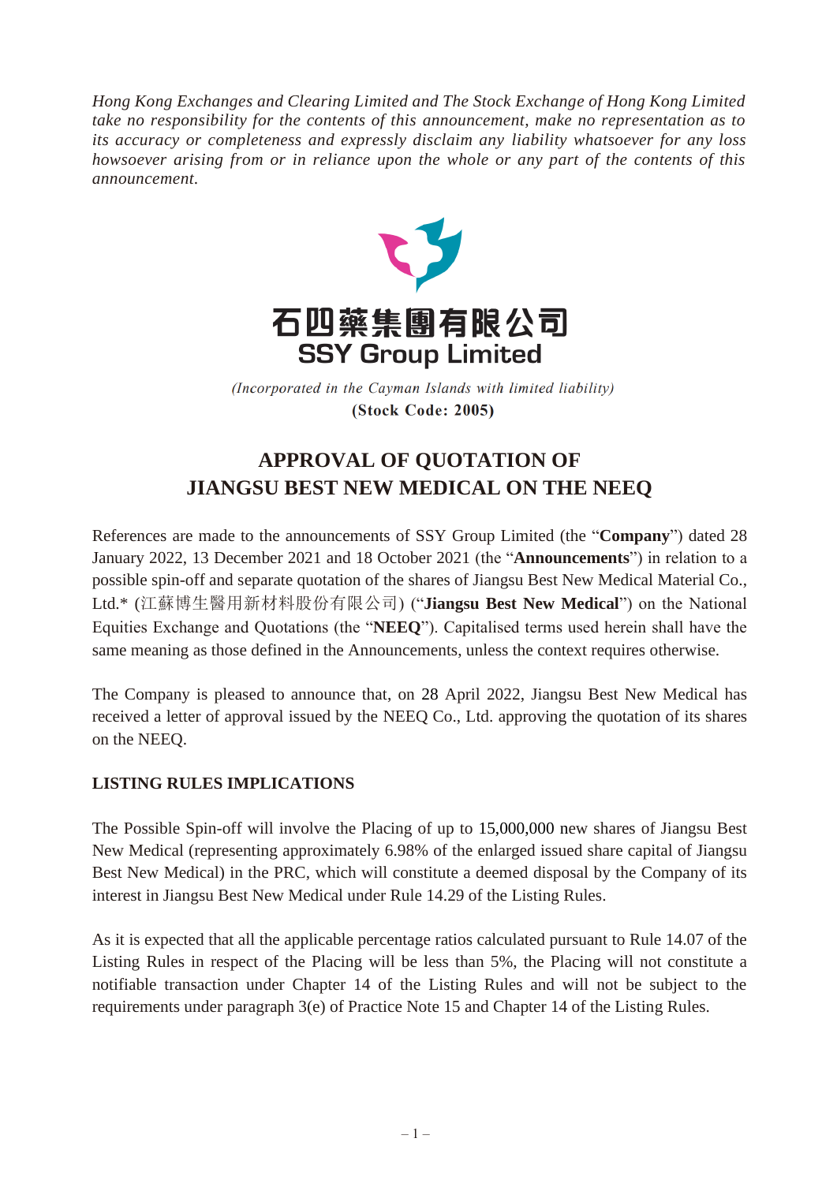*Hong Kong Exchanges and Clearing Limited and The Stock Exchange of Hong Kong Limited take no responsibility for the contents of this announcement, make no representation as to its accuracy or completeness and expressly disclaim any liability whatsoever for any loss howsoever arising from or in reliance upon the whole or any part of the contents of this announcement.*

石四藥集團有限公司
**SSY Group Limited**

*(Incorporated in the Cayman Islands with limited liability)*
**(Stock Code: 2005)**

# APPROVAL OF QUOTATION OF JIANGSU BEST NEW MEDICAL ON THE NEEQ

References are made to the announcements of SSY Group Limited (the "**Company**") dated 28 January 2022, 13 December 2021 and 18 October 2021 (the "**Announcements**") in relation to a possible spin-off and separate quotation of the shares of Jiangsu Best New Medical Material Co., Ltd.* (江蘇博生醫用新材料股份有限公司) ("**Jiangsu Best New Medical**") on the National Equities Exchange and Quotations (the "**NEEQ**"). Capitalised terms used herein shall have the same meaning as those defined in the Announcements, unless the context requires otherwise.

The Company is pleased to announce that, on 28 April 2022, Jiangsu Best New Medical has received a letter of approval issued by the NEEQ Co., Ltd. approving the quotation of its shares on the NEEQ.

## LISTING RULES IMPLICATIONS

The Possible Spin-off will involve the Placing of up to 15,000,000 new shares of Jiangsu Best New Medical (representing approximately 6.98% of the enlarged issued share capital of Jiangsu Best New Medical) in the PRC, which will constitute a deemed disposal by the Company of its interest in Jiangsu Best New Medical under Rule 14.29 of the Listing Rules.

As it is expected that all the applicable percentage ratios calculated pursuant to Rule 14.07 of the Listing Rules in respect of the Placing will be less than 5%, the Placing will not constitute a notifiable transaction under Chapter 14 of the Listing Rules and will not be subject to the requirements under paragraph 3(e) of Practice Note 15 and Chapter 14 of the Listing Rules.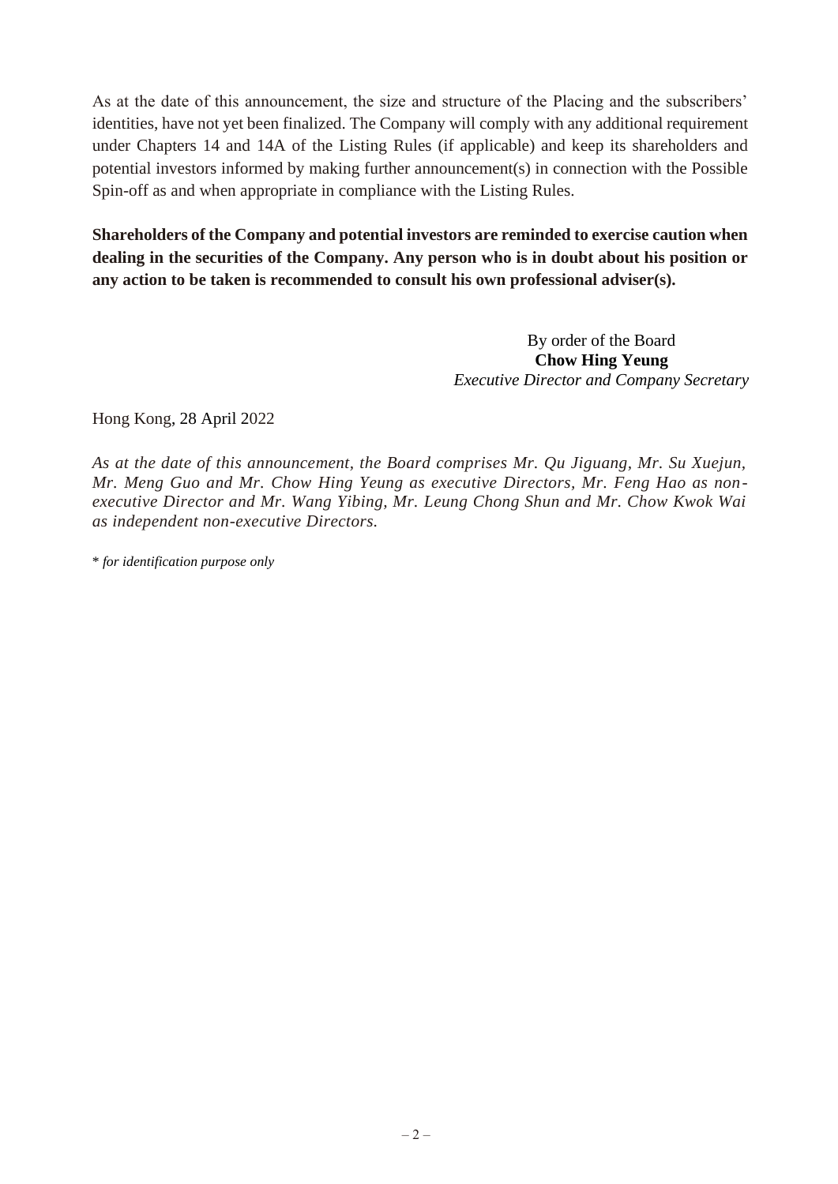As at the date of this announcement, the size and structure of the Placing and the subscribers' identities, have not yet been finalized. The Company will comply with any additional requirement under Chapters 14 and 14A of the Listing Rules (if applicable) and keep its shareholders and potential investors informed by making further announcement(s) in connection with the Possible Spin-off as and when appropriate in compliance with the Listing Rules.

**Shareholders of the Company and potential investors are reminded to exercise caution when dealing in the securities of the Company. Any person who is in doubt about his position or any action to be taken is recommended to consult his own professional adviser(s).**

By order of the Board
**Chow Hing Yeung**
*Executive Director and Company Secretary*

Hong Kong, 28 April 2022

*As at the date of this announcement, the Board comprises Mr. Qu Jiguang, Mr. Su Xuejun, Mr. Meng Guo and Mr. Chow Hing Yeung as executive Directors, Mr. Feng Hao as non-executive Director and Mr. Wang Yibing, Mr. Leung Chong Shun and Mr. Chow Kwok Wai as independent non-executive Directors.*

\* *for identification purpose only*